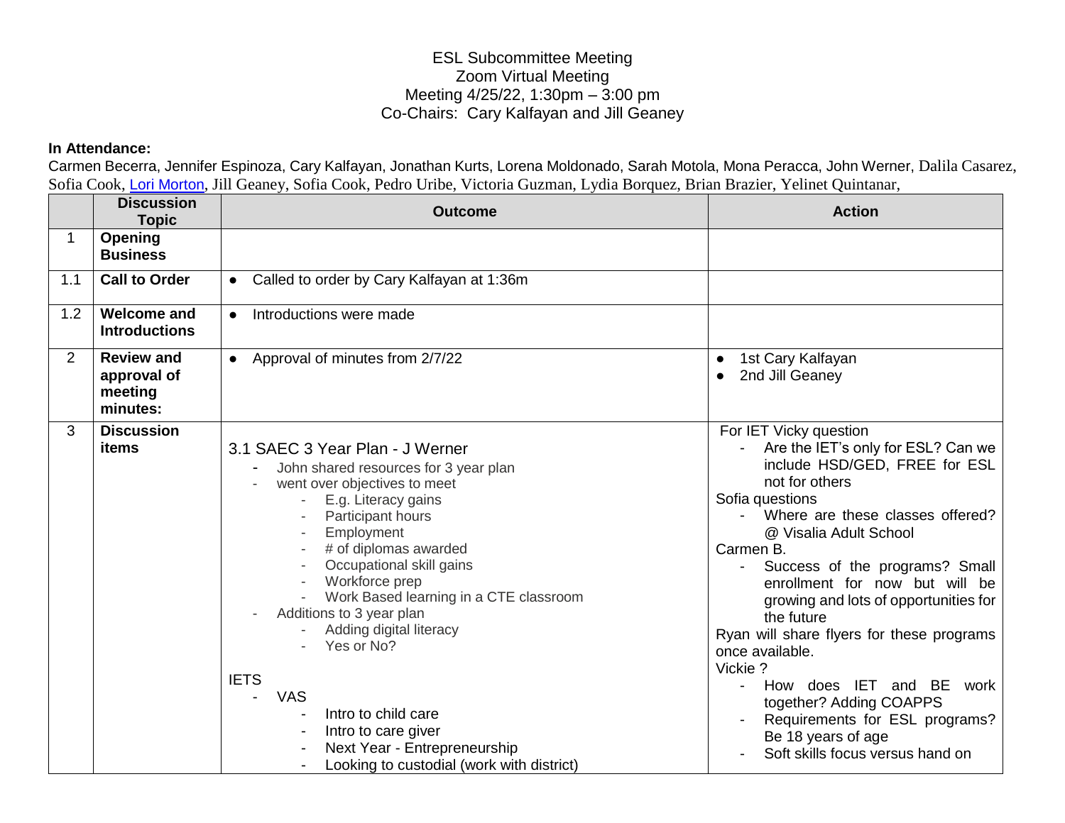ESL Subcommittee Meeting
Zoom Virtual Meeting
Meeting 4/25/22, 1:30pm – 3:00 pm
Co-Chairs: Cary Kalfayan and Jill Geaney

**In Attendance:**
Carmen Becerra, Jennifer Espinoza, Cary Kalfayan, Jonathan Kurts, Lorena Moldonado, Sarah Motola, Mona Peracca, John Werner, Dalila Casarez, Sofia Cook, Lori Morton, Jill Geaney, Sofia Cook, Pedro Uribe, Victoria Guzman, Lydia Borquez, Brian Brazier, Yelinet Quintanar,

| | Discussion Topic | Outcome | Action |
|---|---|---|---|
| 1 | **Opening Business** | | |
| 1.1 | **Call to Order** | ● Called to order by Cary Kalfayan at 1:36m | |
| 1.2 | **Welcome and Introductions** | ● Introductions were made | |
| 2 | **Review and approval of meeting minutes:** | ● Approval of minutes from 2/7/22 | ● 1st Cary Kalfayan<br>● 2nd Jill Geaney |
| 3 | **Discussion items** | 3.1 SAEC 3 Year Plan - J Werner<br>- John shared resources for 3 year plan<br>- went over objectives to meet<br>&nbsp;&nbsp;- E.g. Literacy gains<br>&nbsp;&nbsp;- Participant hours<br>&nbsp;&nbsp;- Employment<br>&nbsp;&nbsp;- # of diplomas awarded<br>&nbsp;&nbsp;- Occupational skill gains<br>&nbsp;&nbsp;- Workforce prep<br>&nbsp;&nbsp;- Work Based learning in a CTE classroom<br>- Additions to 3 year plan<br>&nbsp;&nbsp;- Adding digital literacy<br>&nbsp;&nbsp;- Yes or No?<br><br>IETS<br>- VAS<br>&nbsp;&nbsp;- Intro to child care<br>&nbsp;&nbsp;- Intro to care giver<br>&nbsp;&nbsp;- Next Year - Entrepreneurship<br>&nbsp;&nbsp;- Looking to custodial (work with district) | For IET Vicky question<br>- Are the IET's only for ESL? Can we include HSD/GED, FREE for ESL not for others<br>Sofia questions<br>- Where are these classes offered? @ Visalia Adult School<br>Carmen B.<br>- Success of the programs? Small enrollment for now but will be growing and lots of opportunities for the future<br>Ryan will share flyers for these programs once available.<br>Vickie ?<br>- How does IET and BE work together? Adding COAPPS<br>- Requirements for ESL programs? Be 18 years of age<br>- Soft skills focus versus hand on |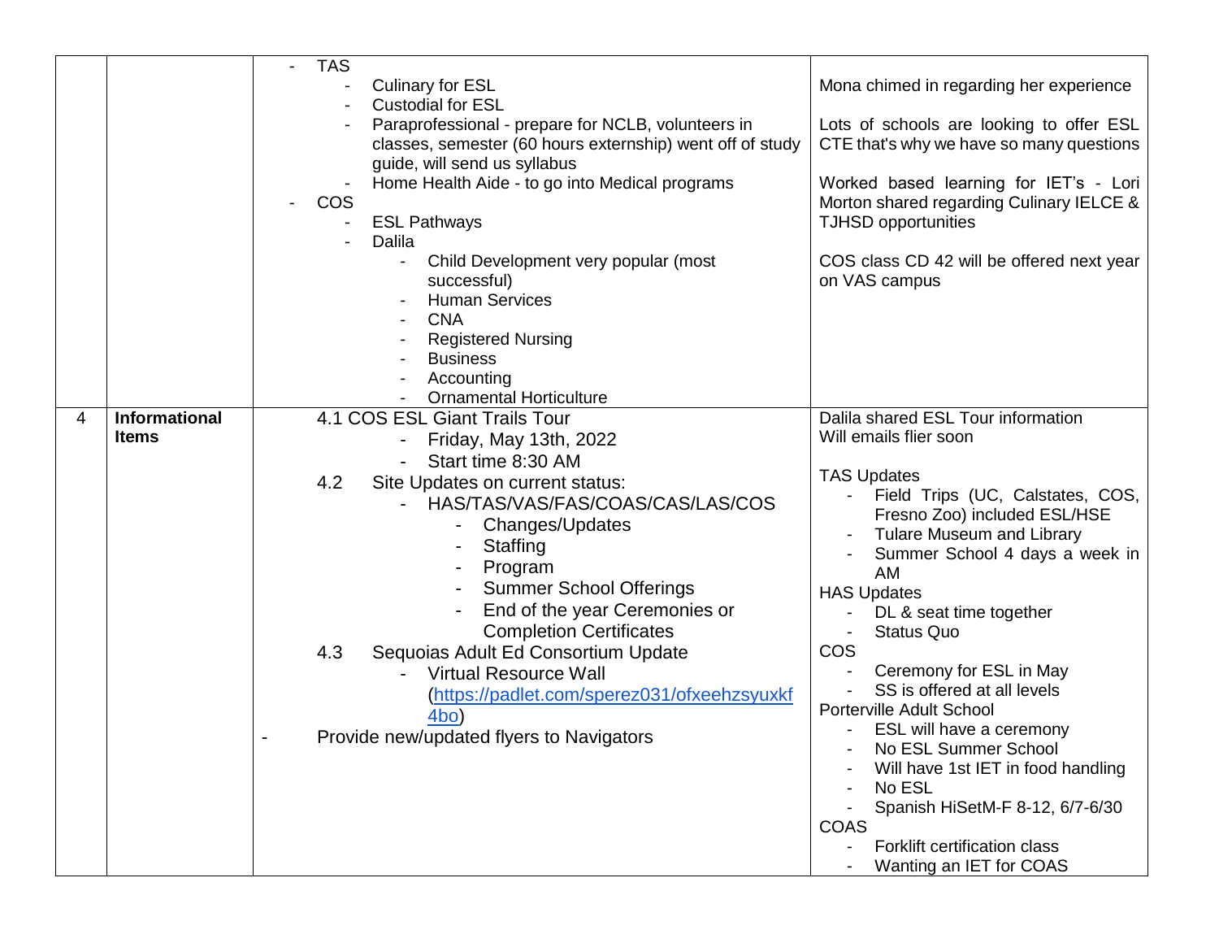| | | | |
|---|---|---|---|
| | | - TAS<br>&nbsp;&nbsp;&nbsp;&nbsp;- Culinary for ESL<br>&nbsp;&nbsp;&nbsp;&nbsp;- Custodial for ESL<br>&nbsp;&nbsp;&nbsp;&nbsp;- Paraprofessional - prepare for NCLB, volunteers in classes, semester (60 hours externship) went off of study guide, will send us syllabus<br>&nbsp;&nbsp;&nbsp;&nbsp;- Home Health Aide - to go into Medical programs<br>- COS<br>&nbsp;&nbsp;&nbsp;&nbsp;- ESL Pathways<br>&nbsp;&nbsp;&nbsp;&nbsp;- Dalila<br>&nbsp;&nbsp;&nbsp;&nbsp;&nbsp;&nbsp;&nbsp;&nbsp;- Child Development very popular (most successful)<br>&nbsp;&nbsp;&nbsp;&nbsp;&nbsp;&nbsp;&nbsp;&nbsp;- Human Services<br>&nbsp;&nbsp;&nbsp;&nbsp;&nbsp;&nbsp;&nbsp;&nbsp;- CNA<br>&nbsp;&nbsp;&nbsp;&nbsp;&nbsp;&nbsp;&nbsp;&nbsp;- Registered Nursing<br>&nbsp;&nbsp;&nbsp;&nbsp;&nbsp;&nbsp;&nbsp;&nbsp;- Business<br>&nbsp;&nbsp;&nbsp;&nbsp;&nbsp;&nbsp;&nbsp;&nbsp;- Accounting<br>&nbsp;&nbsp;&nbsp;&nbsp;&nbsp;&nbsp;&nbsp;&nbsp;- Ornamental Horticulture | Mona chimed in regarding her experience<br><br>Lots of schools are looking to offer ESL CTE that's why we have so many questions<br><br>Worked based learning for IET's - Lori Morton shared regarding Culinary IELCE & TJHSD opportunities<br><br>COS class CD 42 will be offered next year on VAS campus |
| 4 | **Informational Items** | 4.1 COS ESL Giant Trails Tour<br>&nbsp;&nbsp;&nbsp;&nbsp;- Friday, May 13th, 2022<br>&nbsp;&nbsp;&nbsp;&nbsp;- Start time 8:30 AM<br>4.2 Site Updates on current status:<br>&nbsp;&nbsp;&nbsp;&nbsp;- HAS/TAS/VAS/FAS/COAS/CAS/LAS/COS<br>&nbsp;&nbsp;&nbsp;&nbsp;&nbsp;&nbsp;&nbsp;&nbsp;- Changes/Updates<br>&nbsp;&nbsp;&nbsp;&nbsp;&nbsp;&nbsp;&nbsp;&nbsp;- Staffing<br>&nbsp;&nbsp;&nbsp;&nbsp;&nbsp;&nbsp;&nbsp;&nbsp;- Program<br>&nbsp;&nbsp;&nbsp;&nbsp;&nbsp;&nbsp;&nbsp;&nbsp;- Summer School Offerings<br>&nbsp;&nbsp;&nbsp;&nbsp;&nbsp;&nbsp;&nbsp;&nbsp;- End of the year Ceremonies or Completion Certificates<br>4.3 Sequoias Adult Ed Consortium Update<br>&nbsp;&nbsp;&nbsp;&nbsp;- Virtual Resource Wall (https://padlet.com/sperez031/ofxeehzsyuxkf4bo)<br>- Provide new/updated flyers to Navigators | Dalila shared ESL Tour information<br>Will emails flier soon<br><br>TAS Updates<br>&nbsp;&nbsp;&nbsp;&nbsp;- Field Trips (UC, Calstates, COS, Fresno Zoo) included ESL/HSE<br>&nbsp;&nbsp;&nbsp;&nbsp;- Tulare Museum and Library<br>&nbsp;&nbsp;&nbsp;&nbsp;- Summer School 4 days a week in AM<br>HAS Updates<br>&nbsp;&nbsp;&nbsp;&nbsp;- DL & seat time together<br>&nbsp;&nbsp;&nbsp;&nbsp;- Status Quo<br>COS<br>&nbsp;&nbsp;&nbsp;&nbsp;- Ceremony for ESL in May<br>&nbsp;&nbsp;&nbsp;&nbsp;- SS is offered at all levels<br>Porterville Adult School<br>&nbsp;&nbsp;&nbsp;&nbsp;- ESL will have a ceremony<br>&nbsp;&nbsp;&nbsp;&nbsp;- No ESL Summer School<br>&nbsp;&nbsp;&nbsp;&nbsp;- Will have 1st IET in food handling<br>&nbsp;&nbsp;&nbsp;&nbsp;- No ESL<br>&nbsp;&nbsp;&nbsp;&nbsp;- Spanish HiSetM-F 8-12, 6/7-6/30<br>COAS<br>&nbsp;&nbsp;&nbsp;&nbsp;- Forklift certification class<br>&nbsp;&nbsp;&nbsp;&nbsp;- Wanting an IET for COAS |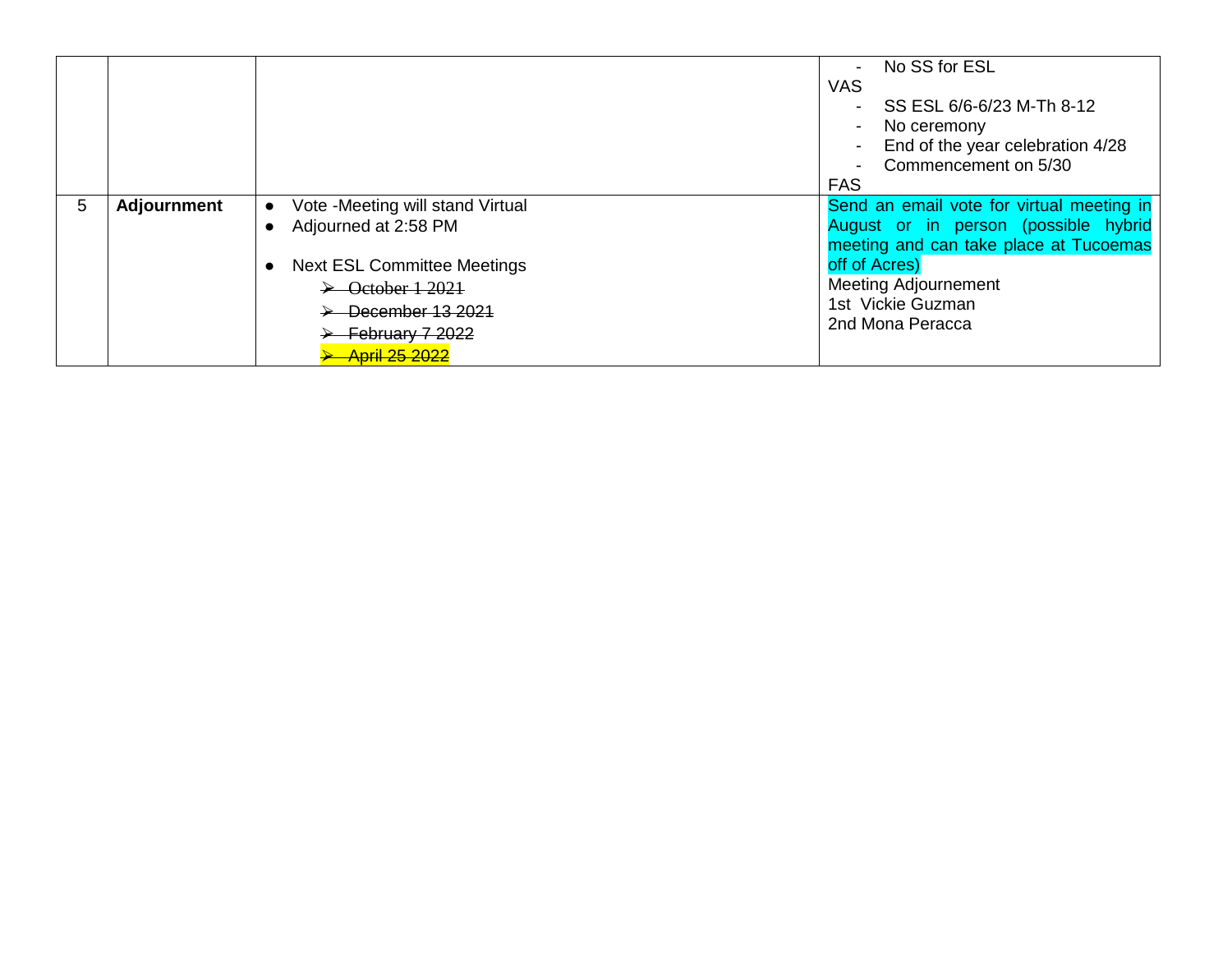| | | | |
|---|---|---|---|
| | | | - No SS for ESL<br>VAS<br>- SS ESL 6/6-6/23 M-Th 8-12<br>- No ceremony<br>- End of the year celebration 4/28<br>- Commencement on 5/30<br>FAS |
| 5 | **Adjournment** | ● Vote -Meeting will stand Virtual<br>● Adjourned at 2:58 PM<br><br>● Next ESL Committee Meetings<br>➢ ~~October 1 2021~~<br>➢ ~~December 13 2021~~<br>➢ ~~February 7 2022~~<br>➢ ~~April 25 2022~~ | Send an email vote for virtual meeting in August or in person (possible hybrid meeting and can take place at Tucoemas off of Acres)<br>Meeting Adjournement<br>1st Vickie Guzman<br>2nd Mona Peracca |